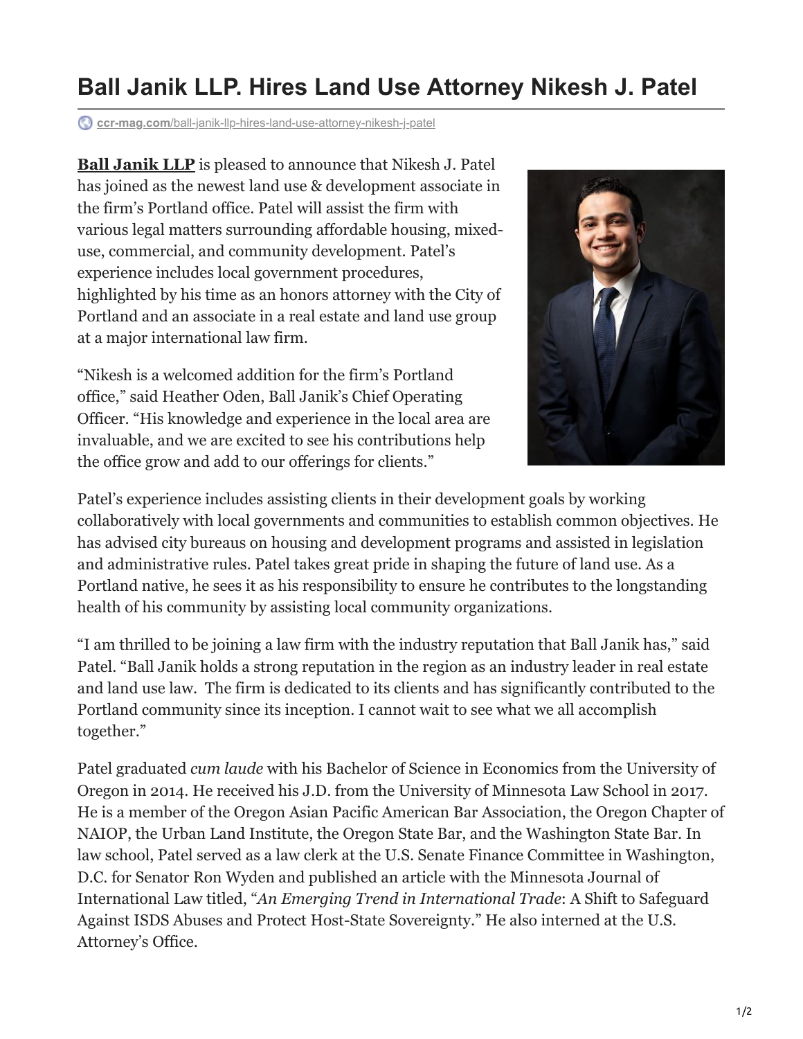# Ball Janik LLP. Hires Land Use Attorney Nikesh J. Patel

ccr-mag.com/ball-janik-llp-hires-land-use-attorney-nikesh-j-patel

**Ball Janik LLP** is pleased to announce that Nikesh J. Patel has joined as the newest land use & development associate in the firm's Portland office. Patel will assist the firm with various legal matters surrounding affordable housing, mixed-use, commercial, and community development. Patel's experience includes local government procedures, highlighted by his time as an honors attorney with the City of Portland and an associate in a real estate and land use group at a major international law firm.

"Nikesh is a welcomed addition for the firm's Portland office," said Heather Oden, Ball Janik's Chief Operating Officer. "His knowledge and experience in the local area are invaluable, and we are excited to see his contributions help the office grow and add to our offerings for clients."

Patel's experience includes assisting clients in their development goals by working collaboratively with local governments and communities to establish common objectives. He has advised city bureaus on housing and development programs and assisted in legislation and administrative rules. Patel takes great pride in shaping the future of land use. As a Portland native, he sees it as his responsibility to ensure he contributes to the longstanding health of his community by assisting local community organizations.

"I am thrilled to be joining a law firm with the industry reputation that Ball Janik has," said Patel. "Ball Janik holds a strong reputation in the region as an industry leader in real estate and land use law. The firm is dedicated to its clients and has significantly contributed to the Portland community since its inception. I cannot wait to see what we all accomplish together."

Patel graduated *cum laude* with his Bachelor of Science in Economics from the University of Oregon in 2014. He received his J.D. from the University of Minnesota Law School in 2017. He is a member of the Oregon Asian Pacific American Bar Association, the Oregon Chapter of NAIOP, the Urban Land Institute, the Oregon State Bar, and the Washington State Bar. In law school, Patel served as a law clerk at the U.S. Senate Finance Committee in Washington, D.C. for Senator Ron Wyden and published an article with the Minnesota Journal of International Law titled, "*An Emerging Trend in International Trade*: A Shift to Safeguard Against ISDS Abuses and Protect Host-State Sovereignty." He also interned at the U.S. Attorney's Office.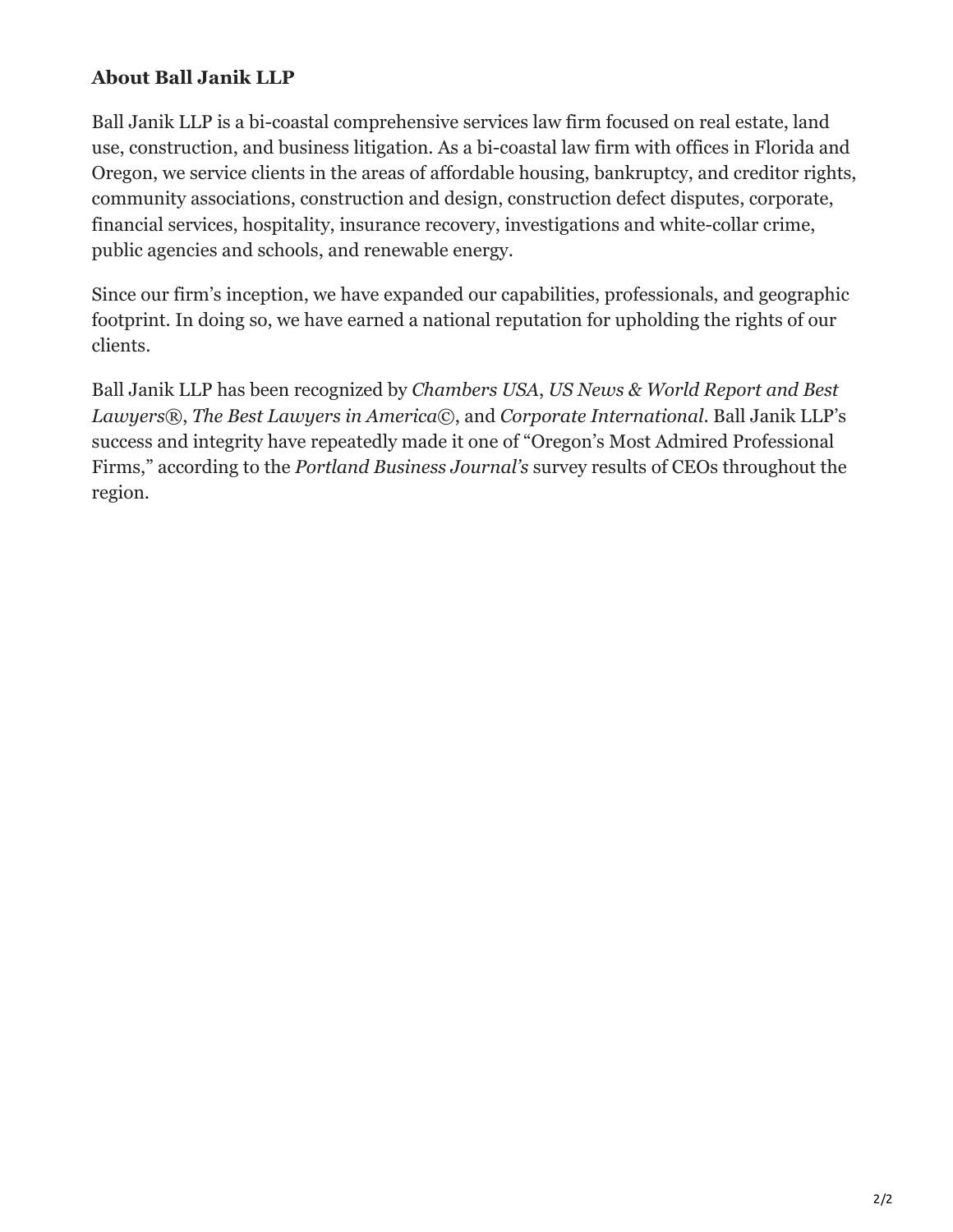**About Ball Janik LLP**

Ball Janik LLP is a bi-coastal comprehensive services law firm focused on real estate, land use, construction, and business litigation. As a bi-coastal law firm with offices in Florida and Oregon, we service clients in the areas of affordable housing, bankruptcy, and creditor rights, community associations, construction and design, construction defect disputes, corporate, financial services, hospitality, insurance recovery, investigations and white-collar crime, public agencies and schools, and renewable energy.

Since our firm's inception, we have expanded our capabilities, professionals, and geographic footprint. In doing so, we have earned a national reputation for upholding the rights of our clients.

Ball Janik LLP has been recognized by *Chambers USA*, *US News & World Report and Best Lawyers®*, *The Best Lawyers in America©*, and *Corporate International*. Ball Janik LLP's success and integrity have repeatedly made it one of "Oregon's Most Admired Professional Firms," according to the *Portland Business Journal's* survey results of CEOs throughout the region.